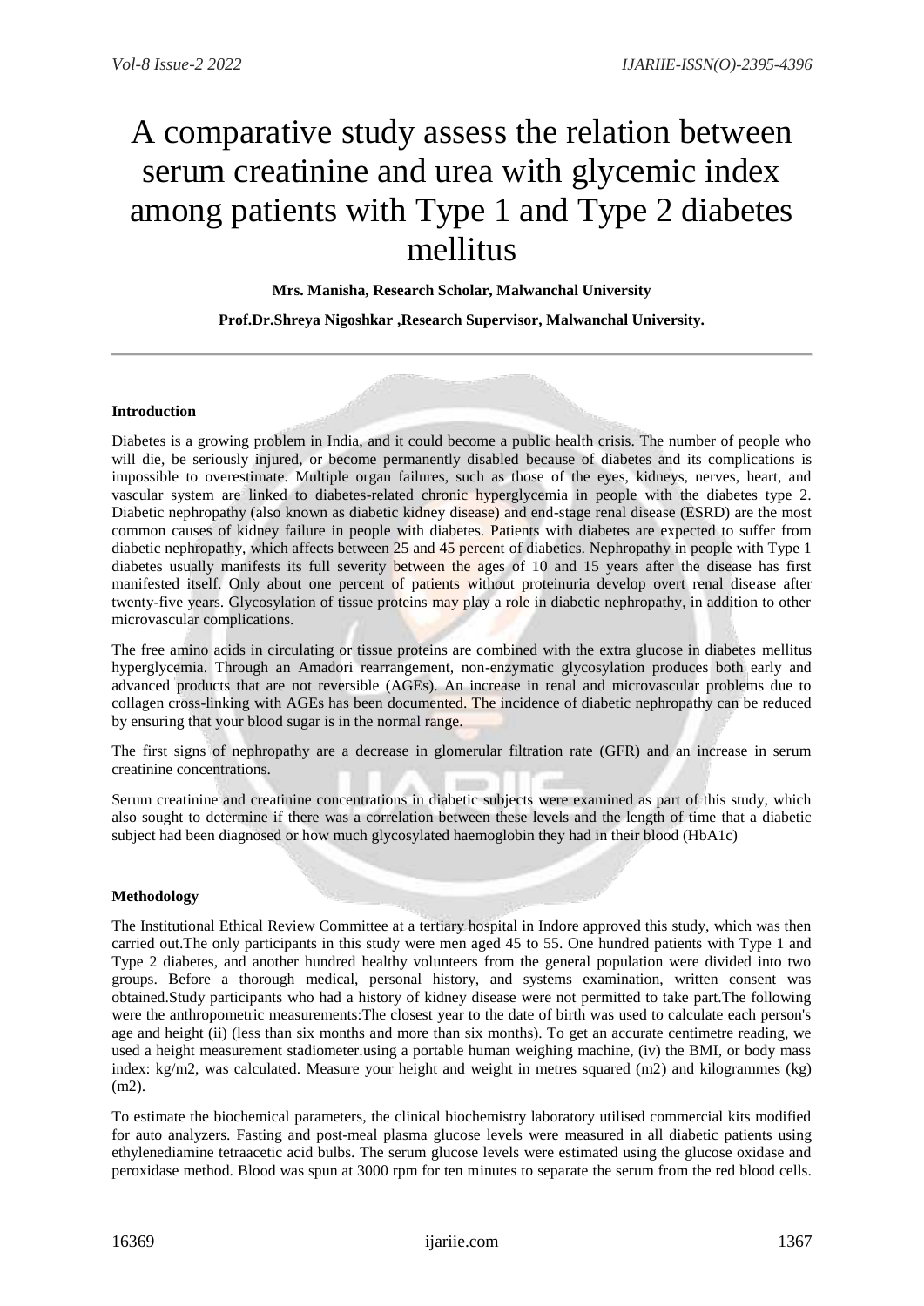# A comparative study assess the relation between serum creatinine and urea with glycemic index among patients with Type 1 and Type 2 diabetes mellitus

**Mrs. Manisha, Research Scholar, Malwanchal University**

**Prof.Dr.Shreya Nigoshkar ,Research Supervisor, Malwanchal University.**

---

#### Introduction

Diabetes is a growing problem in India, and it could become a public health crisis. The number of people who will die, be seriously injured, or become permanently disabled because of diabetes and its complications is impossible to overestimate. Multiple organ failures, such as those of the eyes, kidneys, nerves, heart, and vascular system are linked to diabetes-related chronic hyperglycemia in people with the diabetes type 2. Diabetic nephropathy (also known as diabetic kidney disease) and end-stage renal disease (ESRD) are the most common causes of kidney failure in people with diabetes. Patients with diabetes are expected to suffer from diabetic nephropathy, which affects between 25 and 45 percent of diabetics. Nephropathy in people with Type 1 diabetes usually manifests its full severity between the ages of 10 and 15 years after the disease has first manifested itself. Only about one percent of patients without proteinuria develop overt renal disease after twenty-five years. Glycosylation of tissue proteins may play a role in diabetic nephropathy, in addition to other microvascular complications.

The free amino acids in circulating or tissue proteins are combined with the extra glucose in diabetes mellitus hyperglycemia. Through an Amadori rearrangement, non-enzymatic glycosylation produces both early and advanced products that are not reversible (AGEs). An increase in renal and microvascular problems due to collagen cross-linking with AGEs has been documented. The incidence of diabetic nephropathy can be reduced by ensuring that your blood sugar is in the normal range.

The first signs of nephropathy are a decrease in glomerular filtration rate (GFR) and an increase in serum creatinine concentrations.

Serum creatinine and creatinine concentrations in diabetic subjects were examined as part of this study, which also sought to determine if there was a correlation between these levels and the length of time that a diabetic subject had been diagnosed or how much glycosylated haemoglobin they had in their blood (HbA1c)

#### Methodology

The Institutional Ethical Review Committee at a tertiary hospital in Indore approved this study, which was then carried out.The only participants in this study were men aged 45 to 55. One hundred patients with Type 1 and Type 2 diabetes, and another hundred healthy volunteers from the general population were divided into two groups. Before a thorough medical, personal history, and systems examination, written consent was obtained.Study participants who had a history of kidney disease were not permitted to take part.The following were the anthropometric measurements:The closest year to the date of birth was used to calculate each person's age and height (ii) (less than six months and more than six months). To get an accurate centimetre reading, we used a height measurement stadiometer.using a portable human weighing machine, (iv) the BMI, or body mass index: kg/m2, was calculated. Measure your height and weight in metres squared (m2) and kilogrammes (kg) (m2).

To estimate the biochemical parameters, the clinical biochemistry laboratory utilised commercial kits modified for auto analyzers. Fasting and post-meal plasma glucose levels were measured in all diabetic patients using ethylenediamine tetraacetic acid bulbs. The serum glucose levels were estimated using the glucose oxidase and peroxidase method. Blood was spun at 3000 rpm for ten minutes to separate the serum from the red blood cells.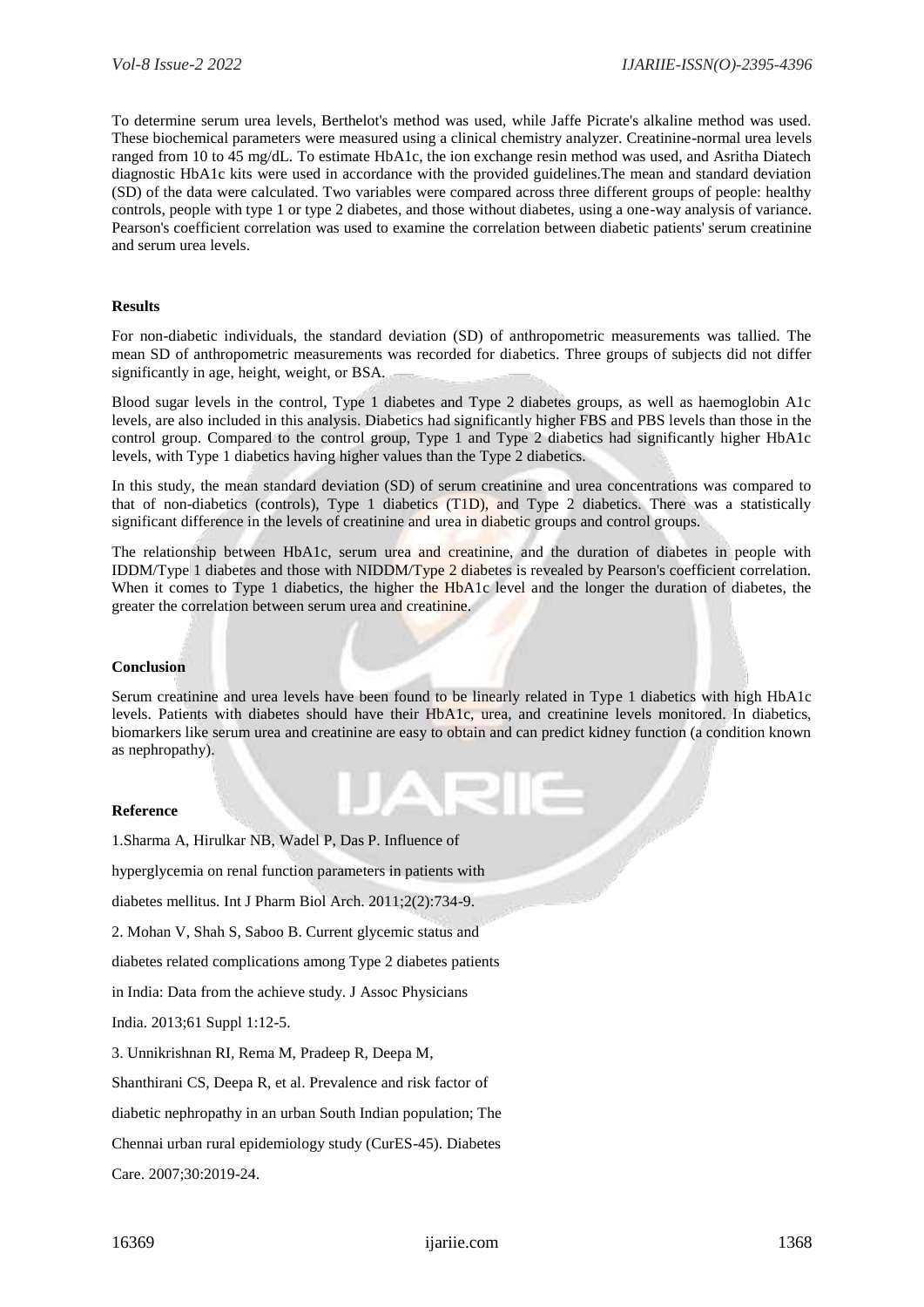To determine serum urea levels, Berthelot's method was used, while Jaffe Picrate's alkaline method was used. These biochemical parameters were measured using a clinical chemistry analyzer. Creatinine-normal urea levels ranged from 10 to 45 mg/dL. To estimate HbA1c, the ion exchange resin method was used, and Asritha Diatech diagnostic HbA1c kits were used in accordance with the provided guidelines.The mean and standard deviation (SD) of the data were calculated. Two variables were compared across three different groups of people: healthy controls, people with type 1 or type 2 diabetes, and those without diabetes, using a one-way analysis of variance. Pearson's coefficient correlation was used to examine the correlation between diabetic patients' serum creatinine and serum urea levels.

**Results**

For non-diabetic individuals, the standard deviation (SD) of anthropometric measurements was tallied. The mean SD of anthropometric measurements was recorded for diabetics. Three groups of subjects did not differ significantly in age, height, weight, or BSA.

Blood sugar levels in the control, Type 1 diabetes and Type 2 diabetes groups, as well as haemoglobin A1c levels, are also included in this analysis. Diabetics had significantly higher FBS and PBS levels than those in the control group. Compared to the control group, Type 1 and Type 2 diabetics had significantly higher HbA1c levels, with Type 1 diabetics having higher values than the Type 2 diabetics.

In this study, the mean standard deviation (SD) of serum creatinine and urea concentrations was compared to that of non-diabetics (controls), Type 1 diabetics (T1D), and Type 2 diabetics. There was a statistically significant difference in the levels of creatinine and urea in diabetic groups and control groups.

The relationship between HbA1c, serum urea and creatinine, and the duration of diabetes in people with IDDM/Type 1 diabetes and those with NIDDM/Type 2 diabetes is revealed by Pearson's coefficient correlation. When it comes to Type 1 diabetics, the higher the HbA1c level and the longer the duration of diabetes, the greater the correlation between serum urea and creatinine.

**Conclusion**

Serum creatinine and urea levels have been found to be linearly related in Type 1 diabetics with high HbA1c levels. Patients with diabetes should have their HbA1c, urea, and creatinine levels monitored. In diabetics, biomarkers like serum urea and creatinine are easy to obtain and can predict kidney function (a condition known as nephropathy).

**Reference**

1.Sharma A, Hirulkar NB, Wadel P, Das P. Influence of hyperglycemia on renal function parameters in patients with diabetes mellitus. Int J Pharm Biol Arch. 2011;2(2):734-9.

2. Mohan V, Shah S, Saboo B. Current glycemic status and diabetes related complications among Type 2 diabetes patients in India: Data from the achieve study. J Assoc Physicians India. 2013;61 Suppl 1:12-5.

3. Unnikrishnan RI, Rema M, Pradeep R, Deepa M, Shanthirani CS, Deepa R, et al. Prevalence and risk factor of diabetic nephropathy in an urban South Indian population; The Chennai urban rural epidemiology study (CurES-45). Diabetes Care. 2007;30:2019-24.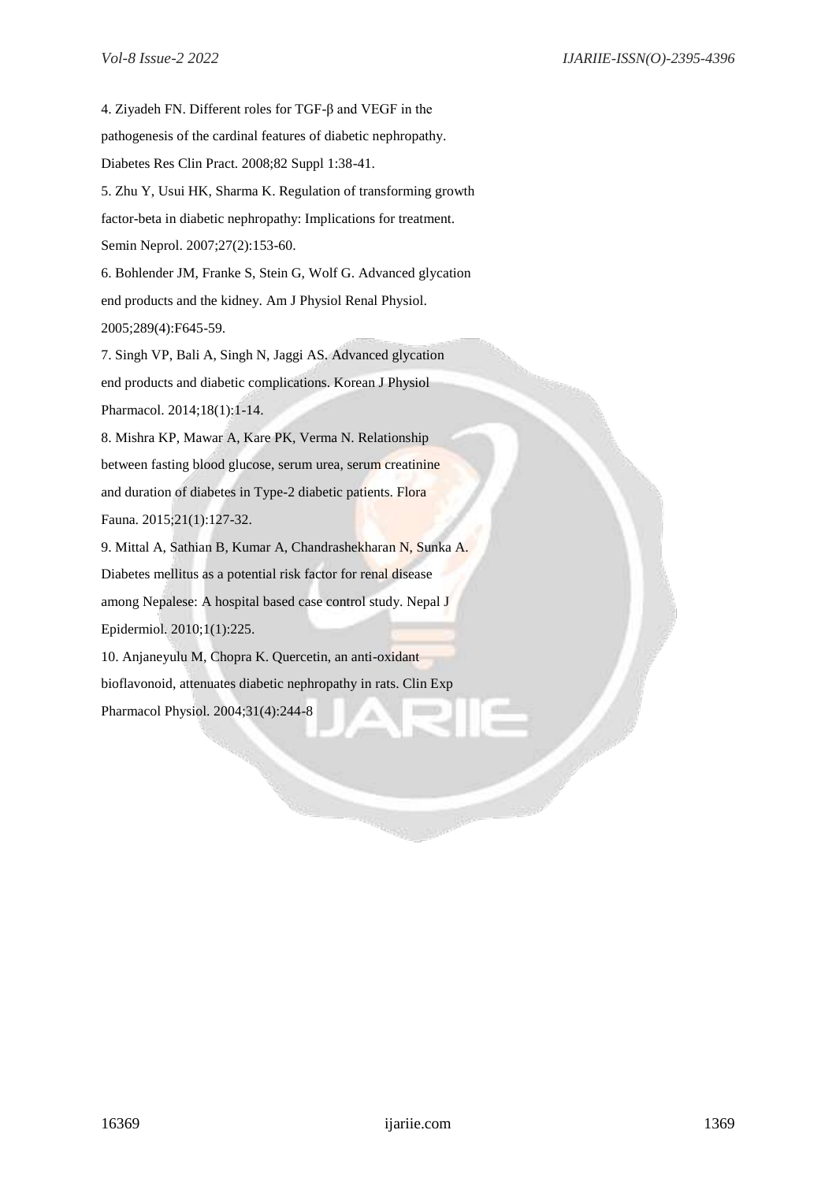4. Ziyadeh FN. Different roles for TGF-β and VEGF in the pathogenesis of the cardinal features of diabetic nephropathy. Diabetes Res Clin Pract. 2008;82 Suppl 1:38-41.

5. Zhu Y, Usui HK, Sharma K. Regulation of transforming growth factor-beta in diabetic nephropathy: Implications for treatment. Semin Neprol. 2007;27(2):153-60.

6. Bohlender JM, Franke S, Stein G, Wolf G. Advanced glycation end products and the kidney. Am J Physiol Renal Physiol. 2005;289(4):F645-59.

7. Singh VP, Bali A, Singh N, Jaggi AS. Advanced glycation end products and diabetic complications. Korean J Physiol Pharmacol. 2014;18(1):1-14.

8. Mishra KP, Mawar A, Kare PK, Verma N. Relationship between fasting blood glucose, serum urea, serum creatinine and duration of diabetes in Type-2 diabetic patients. Flora Fauna. 2015;21(1):127-32.

9. Mittal A, Sathian B, Kumar A, Chandrashekharan N, Sunka A. Diabetes mellitus as a potential risk factor for renal disease among Nepalese: A hospital based case control study. Nepal J Epidermiol. 2010;1(1):225.

10. Anjaneyulu M, Chopra K. Quercetin, an anti-oxidant bioflavonoid, attenuates diabetic nephropathy in rats. Clin Exp Pharmacol Physiol. 2004;31(4):244-8